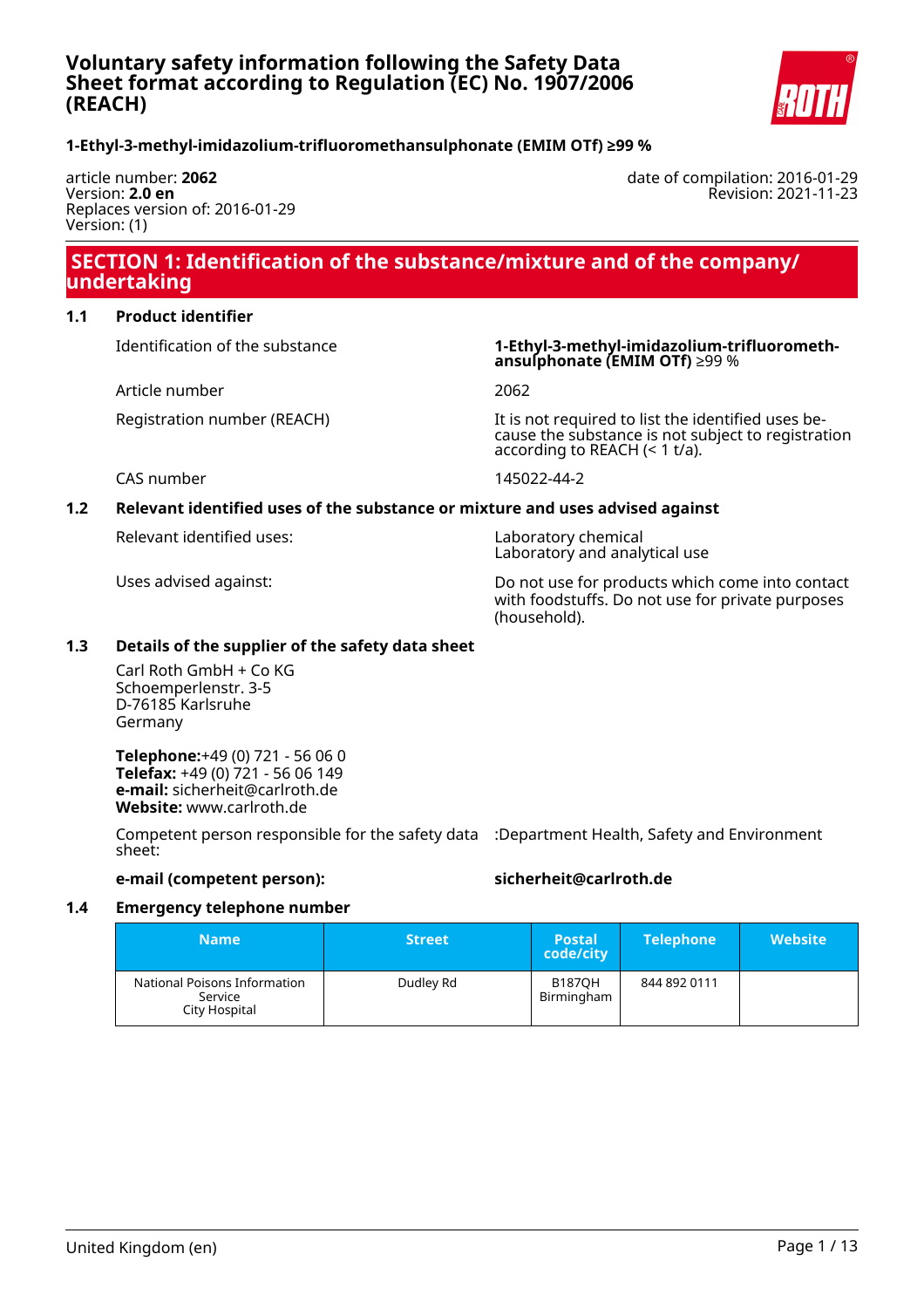# Voluntary safety information following the Safety Data Sheet format according to Regulation (EC) No. 1907/2006 (REACH)

**1-Ethyl-3-methyl-imidazolium-trifluoromethansulphonate (EMIM OTf) ≥99 %**

article number: **2062**
Version: **2.0 en**
Replaces version of: 2016-01-29
Version: (1)

date of compilation: 2016-01-29
Revision: 2021-11-23

## SECTION 1: Identification of the substance/mixture and of the company/undertaking

### 1.1 Product identifier

| | |
|---|---|
| Identification of the substance | **1-Ethyl-3-methyl-imidazolium-trifluoromethansulphonate (EMIM OTf)** ≥99 % |
| Article number | 2062 |
| Registration number (REACH) | It is not required to list the identified uses because the substance is not subject to registration according to REACH (< 1 t/a). |
| CAS number | 145022-44-2 |

### 1.2 Relevant identified uses of the substance or mixture and uses advised against

| | |
|---|---|
| Relevant identified uses: | Laboratory chemical<br>Laboratory and analytical use |
| Uses advised against: | Do not use for products which come into contact with foodstuffs. Do not use for private purposes (household). |

### 1.3 Details of the supplier of the safety data sheet

Carl Roth GmbH + Co KG
Schoemperlenstr. 3-5
D-76185 Karlsruhe
Germany

**Telephone:**+49 (0) 721 - 56 06 0
**Telefax:** +49 (0) 721 - 56 06 149
**e-mail:** sicherheit@carlroth.de
**Website:** www.carlroth.de

Competent person responsible for the safety data sheet: :Department Health, Safety and Environment

**e-mail (competent person):** **sicherheit@carlroth.de**

### 1.4 Emergency telephone number

| Name | Street | Postal code/city | Telephone | Website |
|---|---|---|---|---|
| National Poisons Information Service City Hospital | Dudley Rd | B187QH Birmingham | 844 892 0111 | |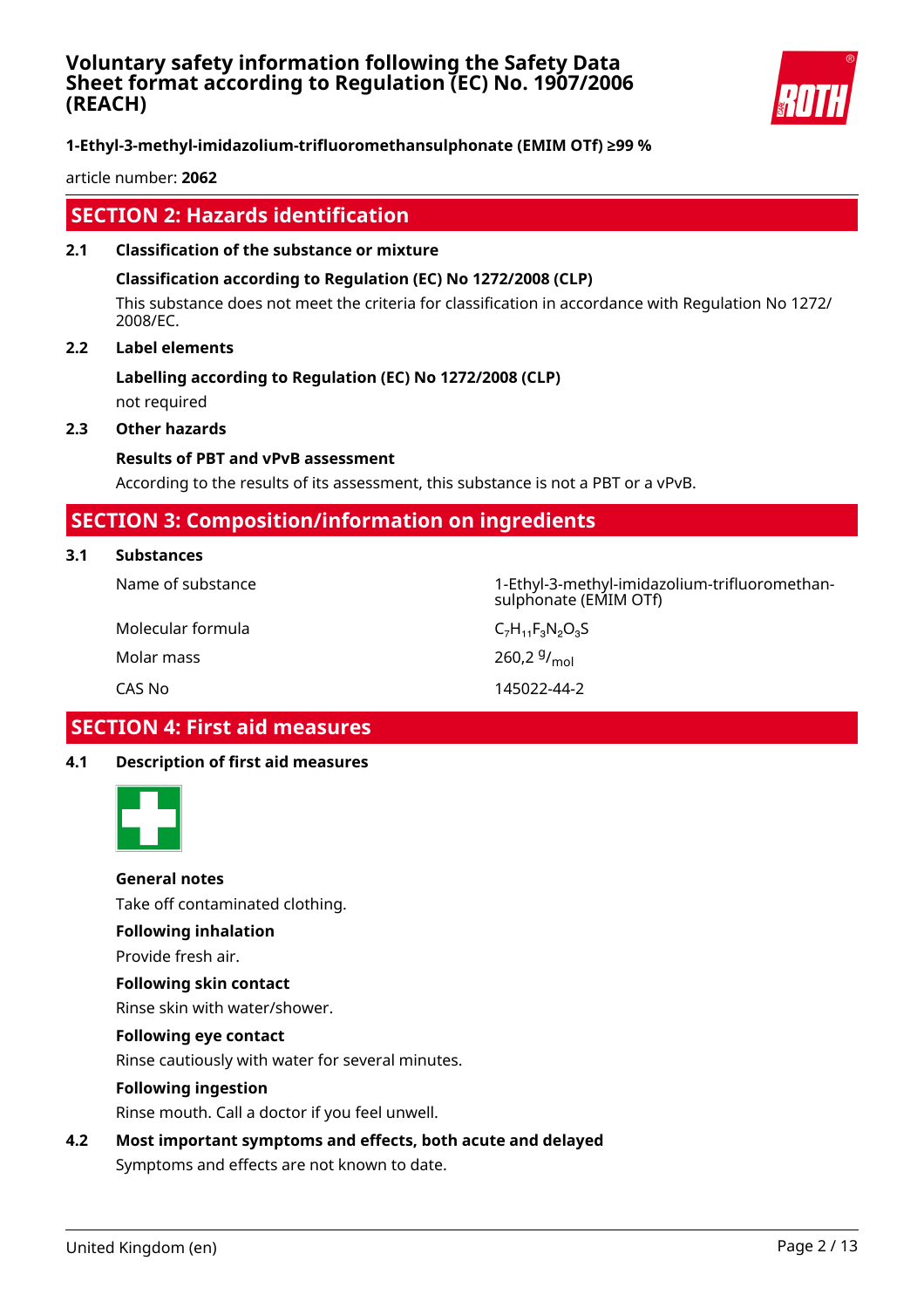## SECTION 2: Hazards identification

### 2.1 Classification of the substance or mixture

**Classification according to Regulation (EC) No 1272/2008 (CLP)**

This substance does not meet the criteria for classification in accordance with Regulation No 1272/2008/EC.

### 2.2 Label elements

**Labelling according to Regulation (EC) No 1272/2008 (CLP)**

not required

### 2.3 Other hazards

**Results of PBT and vPvB assessment**

According to the results of its assessment, this substance is not a PBT or a vPvB.

## SECTION 3: Composition/information on ingredients

### 3.1 Substances

| | |
|---|---|
| Name of substance | 1-Ethyl-3-methyl-imidazolium-trifluoromethansulphonate (EMIM OTf) |
| Molecular formula | $C_7H_{11}F_3N_2O_3S$ |
| Molar mass | 260,2 $^g/_{mol}$ |
| CAS No | 145022-44-2 |

## SECTION 4: First aid measures

### 4.1 Description of first aid measures

**General notes**

Take off contaminated clothing.

**Following inhalation**

Provide fresh air.

**Following skin contact**

Rinse skin with water/shower.

**Following eye contact**

Rinse cautiously with water for several minutes.

**Following ingestion**

Rinse mouth. Call a doctor if you feel unwell.

### 4.2 Most important symptoms and effects, both acute and delayed

Symptoms and effects are not known to date.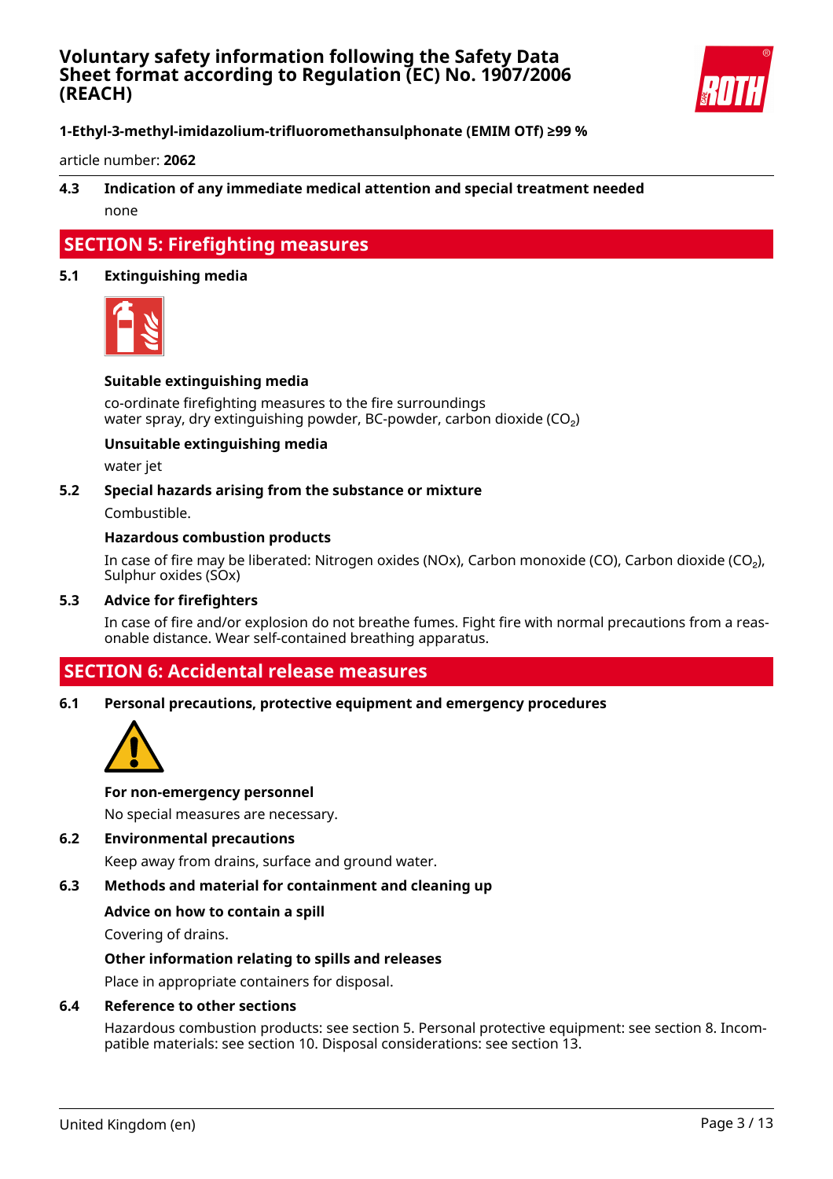### 4.3 Indication of any immediate medical attention and special treatment needed

none

## SECTION 5: Firefighting measures

### 5.1 Extinguishing media

**Suitable extinguishing media**

co-ordinate firefighting measures to the fire surroundings
water spray, dry extinguishing powder, BC-powder, carbon dioxide ($CO_2$)

**Unsuitable extinguishing media**

water jet

### 5.2 Special hazards arising from the substance or mixture

Combustible.

**Hazardous combustion products**

In case of fire may be liberated: Nitrogen oxides (NOx), Carbon monoxide (CO), Carbon dioxide ($CO_2$), Sulphur oxides (SOx)

### 5.3 Advice for firefighters

In case of fire and/or explosion do not breathe fumes. Fight fire with normal precautions from a reasonable distance. Wear self-contained breathing apparatus.

## SECTION 6: Accidental release measures

### 6.1 Personal precautions, protective equipment and emergency procedures

**For non-emergency personnel**

No special measures are necessary.

### 6.2 Environmental precautions

Keep away from drains, surface and ground water.

### 6.3 Methods and material for containment and cleaning up

**Advice on how to contain a spill**

Covering of drains.

**Other information relating to spills and releases**

Place in appropriate containers for disposal.

### 6.4 Reference to other sections

Hazardous combustion products: see section 5. Personal protective equipment: see section 8. Incompatible materials: see section 10. Disposal considerations: see section 13.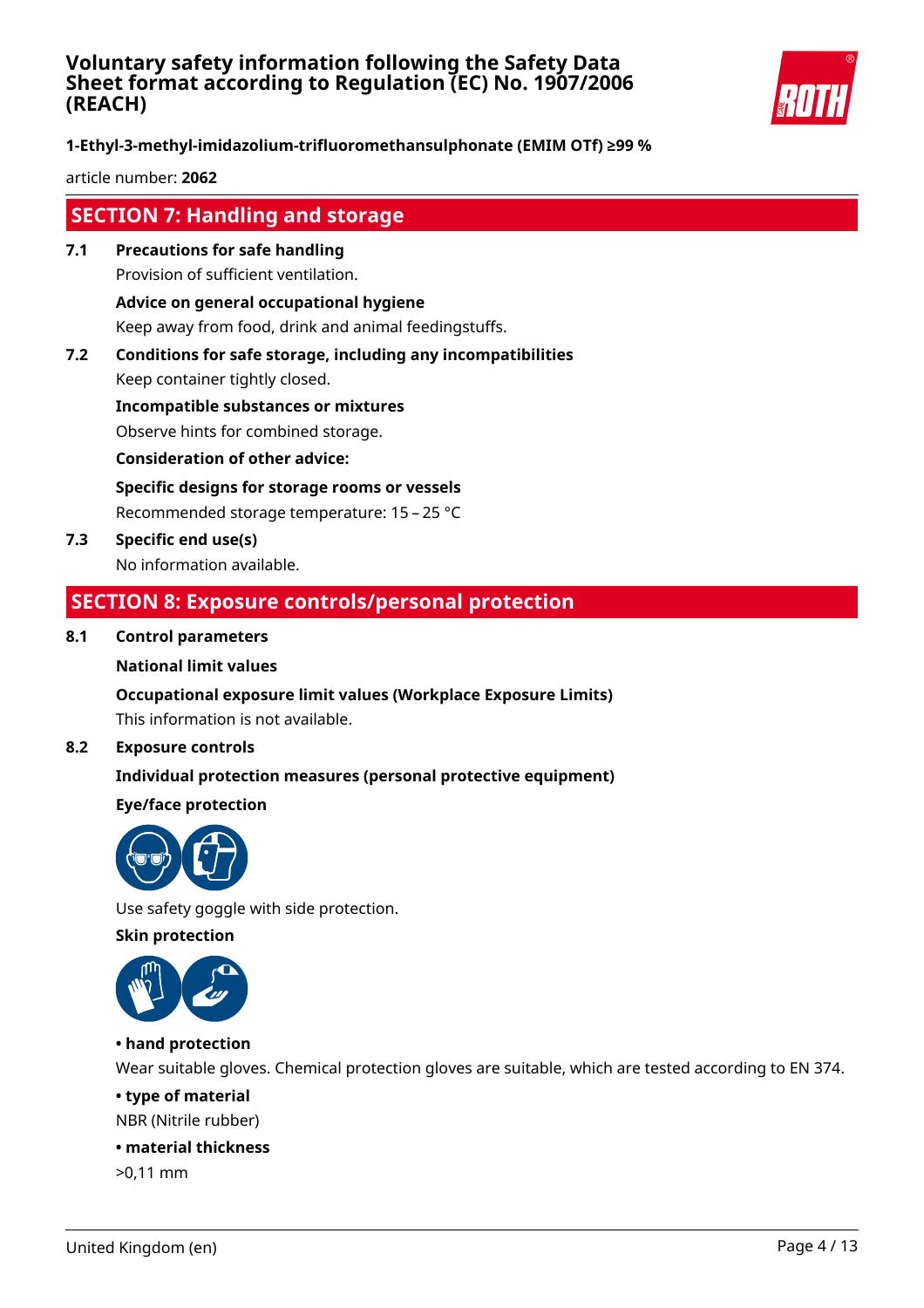## SECTION 7: Handling and storage

**7.1 Precautions for safe handling**

Provision of sufficient ventilation.

**Advice on general occupational hygiene**

Keep away from food, drink and animal feedingstuffs.

**7.2 Conditions for safe storage, including any incompatibilities**

Keep container tightly closed.

**Incompatible substances or mixtures**

Observe hints for combined storage.

**Consideration of other advice:**

**Specific designs for storage rooms or vessels**

Recommended storage temperature: 15 – 25 °C

**7.3 Specific end use(s)**

No information available.

## SECTION 8: Exposure controls/personal protection

**8.1 Control parameters**

**National limit values**

**Occupational exposure limit values (Workplace Exposure Limits)**

This information is not available.

**8.2 Exposure controls**

**Individual protection measures (personal protective equipment)**

**Eye/face protection**

Use safety goggle with side protection.

**Skin protection**

**• hand protection**

Wear suitable gloves. Chemical protection gloves are suitable, which are tested according to EN 374.

**• type of material**

NBR (Nitrile rubber)

**• material thickness**

>0,11 mm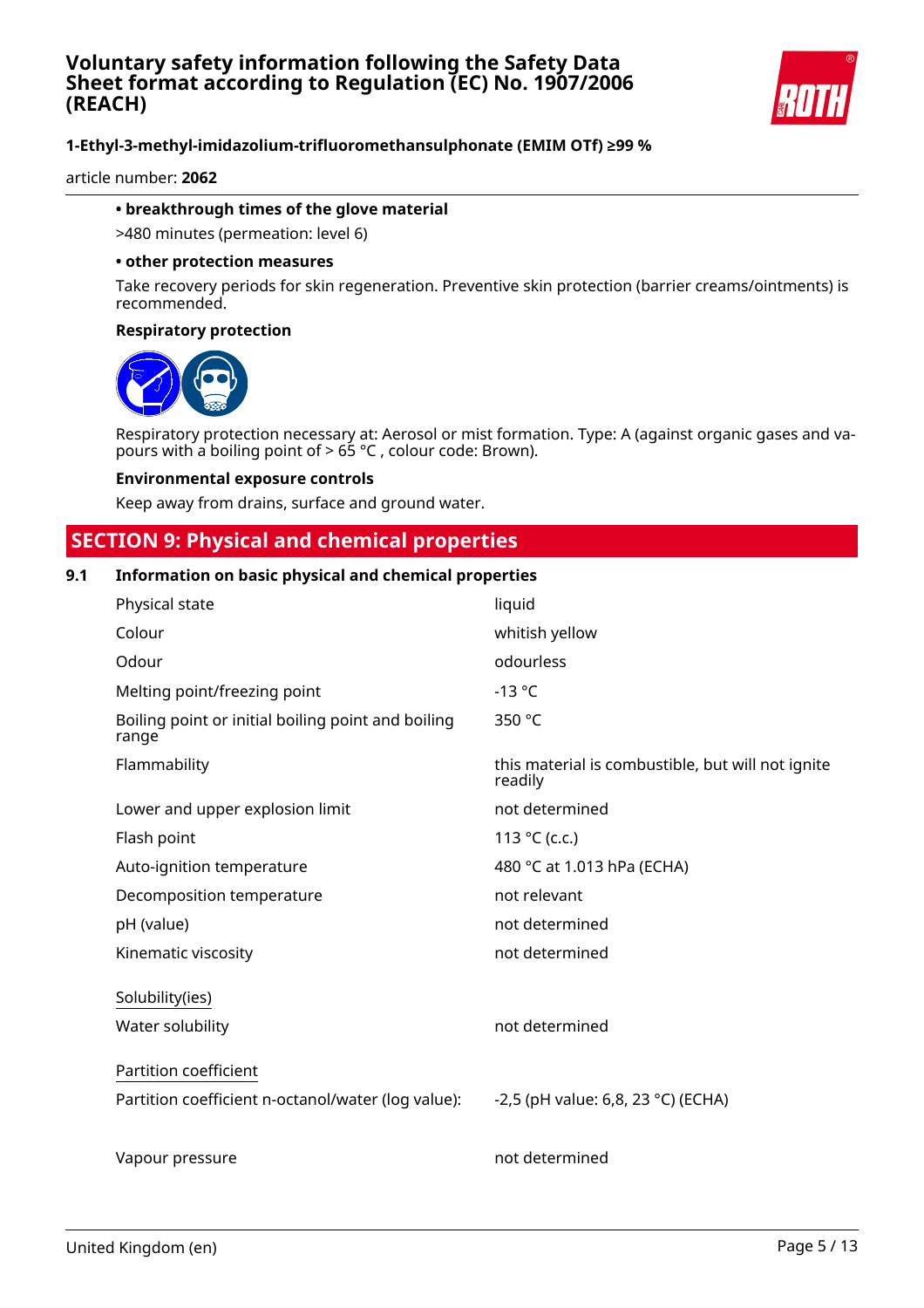**• breakthrough times of the glove material**

>480 minutes (permeation: level 6)

**• other protection measures**

Take recovery periods for skin regeneration. Preventive skin protection (barrier creams/ointments) is recommended.

**Respiratory protection**

Respiratory protection necessary at: Aerosol or mist formation. Type: A (against organic gases and vapours with a boiling point of > 65 °C , colour code: Brown).

**Environmental exposure controls**

Keep away from drains, surface and ground water.

## SECTION 9: Physical and chemical properties

### 9.1 Information on basic physical and chemical properties

| | |
|---|---|
| Physical state | liquid |
| Colour | whitish yellow |
| Odour | odourless |
| Melting point/freezing point | -13 °C |
| Boiling point or initial boiling point and boiling range | 350 °C |
| Flammability | this material is combustible, but will not ignite readily |
| Lower and upper explosion limit | not determined |
| Flash point | 113 °C (c.c.) |
| Auto-ignition temperature | 480 °C at 1.013 hPa (ECHA) |
| Decomposition temperature | not relevant |
| pH (value) | not determined |
| Kinematic viscosity | not determined |

Solubility(ies)

| | |
|---|---|
| Water solubility | not determined |

Partition coefficient

| | |
|---|---|
| Partition coefficient n-octanol/water (log value): | -2,5 (pH value: 6,8, 23 °C) (ECHA) |
| Vapour pressure | not determined |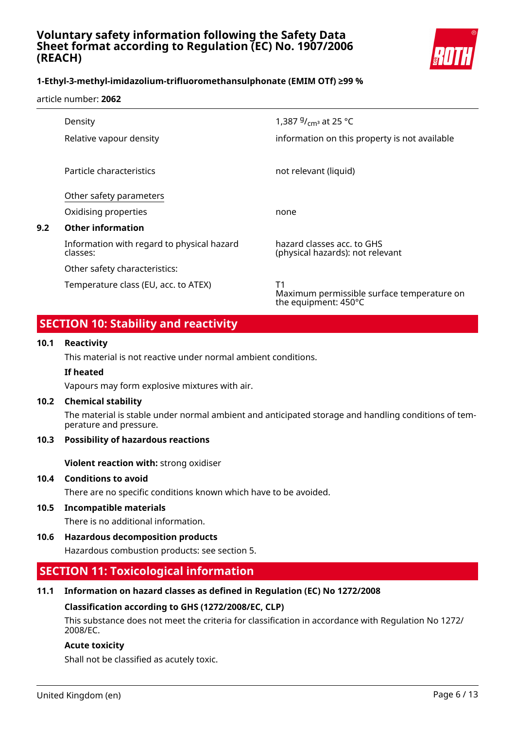| | |
|---|---|
| Density | 1,387 $^{g}/_{cm^3}$ at 25 °C |
| Relative vapour density | information on this property is not available |
| Particle characteristics | not relevant (liquid) |

Other safety parameters

| | |
|---|---|
| Oxidising properties | none |

**9.2 Other information**

| | |
|---|---|
| Information with regard to physical hazard classes: | hazard classes acc. to GHS (physical hazards): not relevant |
| Other safety characteristics: | |
| Temperature class (EU, acc. to ATEX) | T1<br>Maximum permissible surface temperature on the equipment: 450°C |

## SECTION 10: Stability and reactivity

**10.1 Reactivity**

This material is not reactive under normal ambient conditions.

**If heated**

Vapours may form explosive mixtures with air.

**10.2 Chemical stability**

The material is stable under normal ambient and anticipated storage and handling conditions of temperature and pressure.

**10.3 Possibility of hazardous reactions**

**Violent reaction with:** strong oxidiser

**10.4 Conditions to avoid**

There are no specific conditions known which have to be avoided.

**10.5 Incompatible materials**

There is no additional information.

**10.6 Hazardous decomposition products**

Hazardous combustion products: see section 5.

## SECTION 11: Toxicological information

**11.1 Information on hazard classes as defined in Regulation (EC) No 1272/2008**

**Classification according to GHS (1272/2008/EC, CLP)**

This substance does not meet the criteria for classification in accordance with Regulation No 1272/2008/EC.

**Acute toxicity**

Shall not be classified as acutely toxic.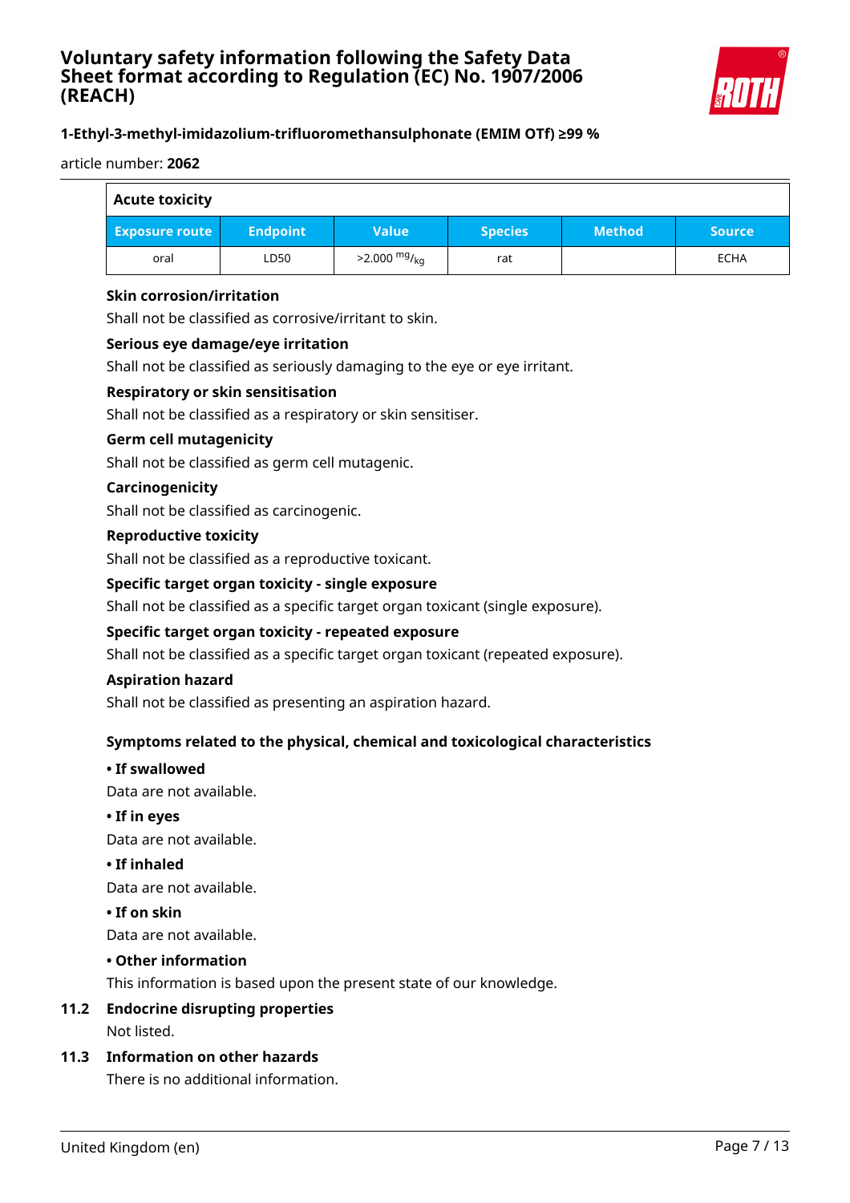| Acute toxicity | | | | | |
|---|---|---|---|---|---|
| **Exposure route** | **Endpoint** | **Value** | **Species** | **Method** | **Source** |
| oral | LD50 | >2.000 $^{mg}/_{kg}$ | rat | | ECHA |

**Skin corrosion/irritation**

Shall not be classified as corrosive/irritant to skin.

**Serious eye damage/eye irritation**

Shall not be classified as seriously damaging to the eye or eye irritant.

**Respiratory or skin sensitisation**

Shall not be classified as a respiratory or skin sensitiser.

**Germ cell mutagenicity**

Shall not be classified as germ cell mutagenic.

**Carcinogenicity**

Shall not be classified as carcinogenic.

**Reproductive toxicity**

Shall not be classified as a reproductive toxicant.

**Specific target organ toxicity - single exposure**

Shall not be classified as a specific target organ toxicant (single exposure).

**Specific target organ toxicity - repeated exposure**

Shall not be classified as a specific target organ toxicant (repeated exposure).

**Aspiration hazard**

Shall not be classified as presenting an aspiration hazard.

**Symptoms related to the physical, chemical and toxicological characteristics**

**• If swallowed**

Data are not available.

**• If in eyes**

Data are not available.

**• If inhaled**

Data are not available.

**• If on skin**

Data are not available.

**• Other information**

This information is based upon the present state of our knowledge.

## 11.2 Endocrine disrupting properties

Not listed.

## 11.3 Information on other hazards

There is no additional information.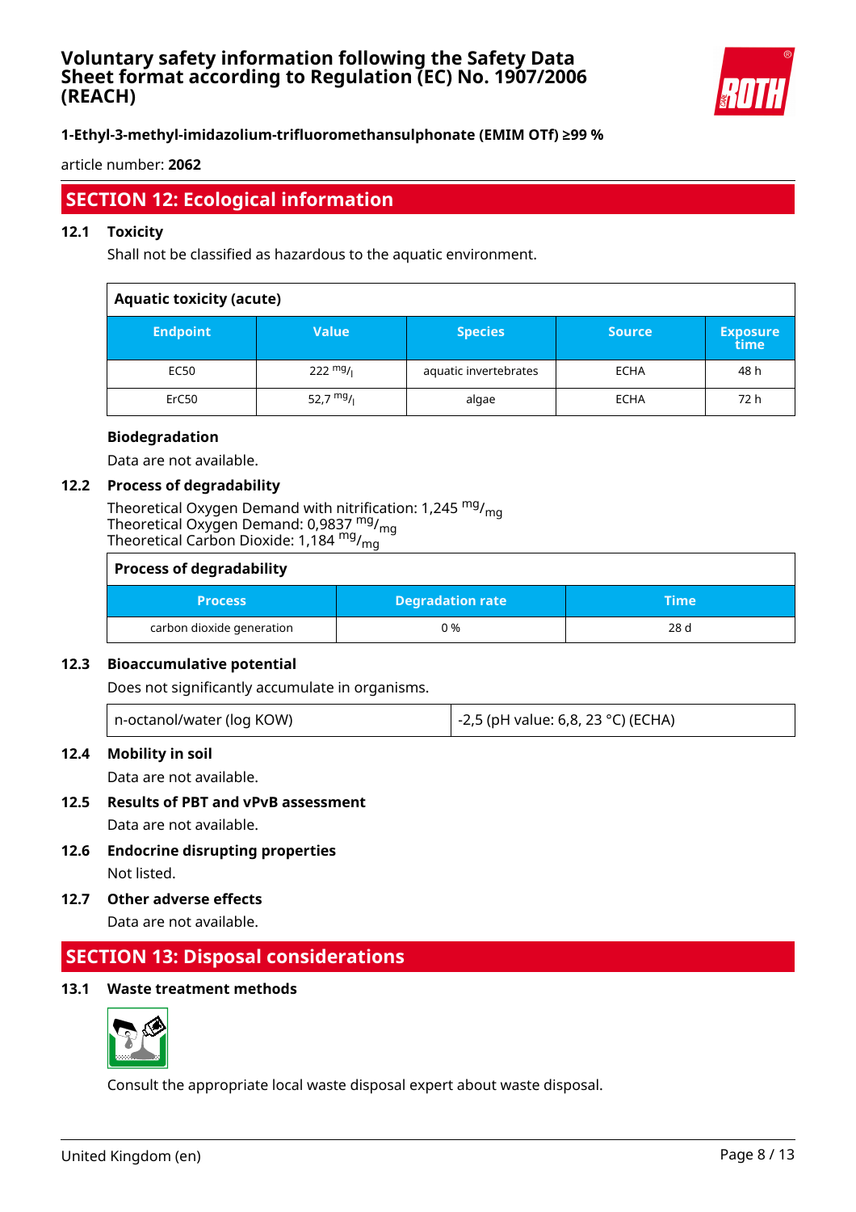## SECTION 12: Ecological information

### 12.1 Toxicity

Shall not be classified as hazardous to the aquatic environment.

| Aquatic toxicity (acute) | | | | |
|---|---|---|---|---|
| **Endpoint** | **Value** | **Species** | **Source** | **Exposure time** |
| EC50 | 222 $^{mg}/_{l}$ | aquatic invertebrates | ECHA | 48 h |
| ErC50 | 52,7 $^{mg}/_{l}$ | algae | ECHA | 72 h |

**Biodegradation**

Data are not available.

### 12.2 Process of degradability

Theoretical Oxygen Demand with nitrification: 1,245 $^{mg}/_{mg}$
Theoretical Oxygen Demand: 0,9837 $^{mg}/_{mg}$
Theoretical Carbon Dioxide: 1,184 $^{mg}/_{mg}$

| Process of degradability | | |
|---|---|---|
| **Process** | **Degradation rate** | **Time** |
| carbon dioxide generation | 0 % | 28 d |

### 12.3 Bioaccumulative potential

Does not significantly accumulate in organisms.

| n-octanol/water (log KOW) | -2,5 (pH value: 6,8, 23 °C) (ECHA) |
|---|---|

### 12.4 Mobility in soil

Data are not available.

### 12.5 Results of PBT and vPvB assessment

Data are not available.

### 12.6 Endocrine disrupting properties

Not listed.

### 12.7 Other adverse effects

Data are not available.

## SECTION 13: Disposal considerations

### 13.1 Waste treatment methods

Consult the appropriate local waste disposal expert about waste disposal.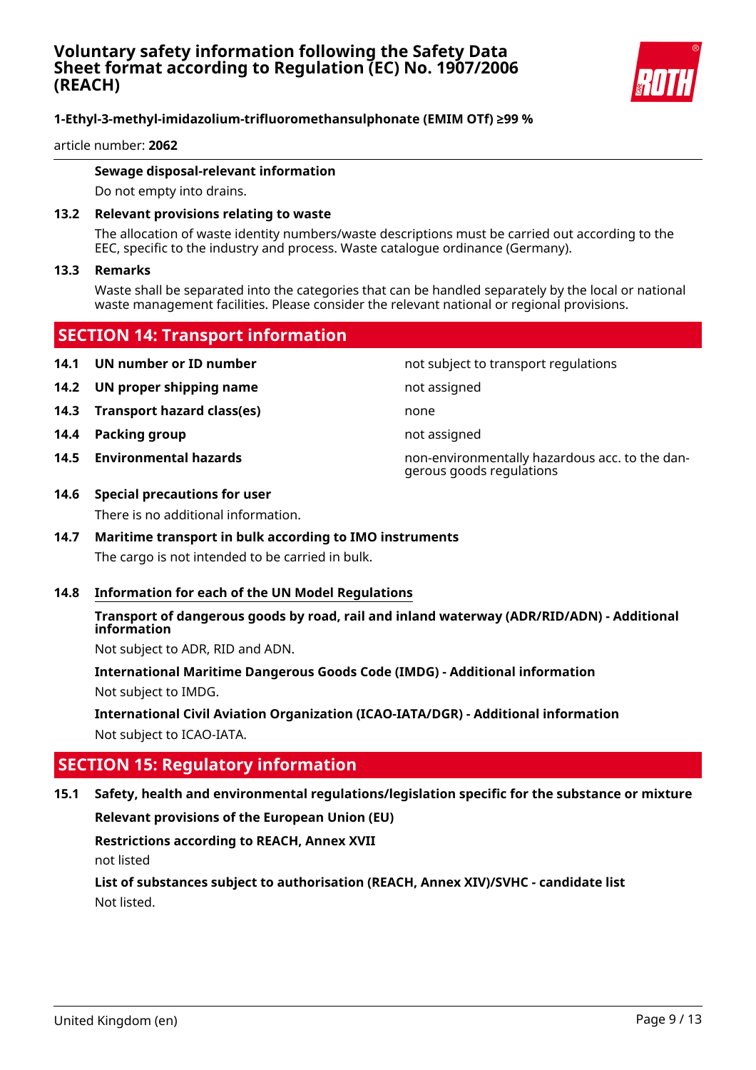#### Sewage disposal-relevant information

Do not empty into drains.

### 13.2 Relevant provisions relating to waste

The allocation of waste identity numbers/waste descriptions must be carried out according to the EEC, specific to the industry and process. Waste catalogue ordinance (Germany).

### 13.3 Remarks

Waste shall be separated into the categories that can be handled separately by the local or national waste management facilities. Please consider the relevant national or regional provisions.

## SECTION 14: Transport information

| | | |
|---|---|---|
| **14.1** | **UN number or ID number** | not subject to transport regulations |
| **14.2** | **UN proper shipping name** | not assigned |
| **14.3** | **Transport hazard class(es)** | none |
| **14.4** | **Packing group** | not assigned |
| **14.5** | **Environmental hazards** | non-environmentally hazardous acc. to the dangerous goods regulations |

### 14.6 Special precautions for user

There is no additional information.

### 14.7 Maritime transport in bulk according to IMO instruments

The cargo is not intended to be carried in bulk.

### 14.8 Information for each of the UN Model Regulations

#### Transport of dangerous goods by road, rail and inland waterway (ADR/RID/ADN) - Additional information

Not subject to ADR, RID and ADN.

#### International Maritime Dangerous Goods Code (IMDG) - Additional information

Not subject to IMDG.

#### International Civil Aviation Organization (ICAO-IATA/DGR) - Additional information

Not subject to ICAO-IATA.

## SECTION 15: Regulatory information

### 15.1 Safety, health and environmental regulations/legislation specific for the substance or mixture

#### Relevant provisions of the European Union (EU)

#### Restrictions according to REACH, Annex XVII

not listed

#### List of substances subject to authorisation (REACH, Annex XIV)/SVHC - candidate list

Not listed.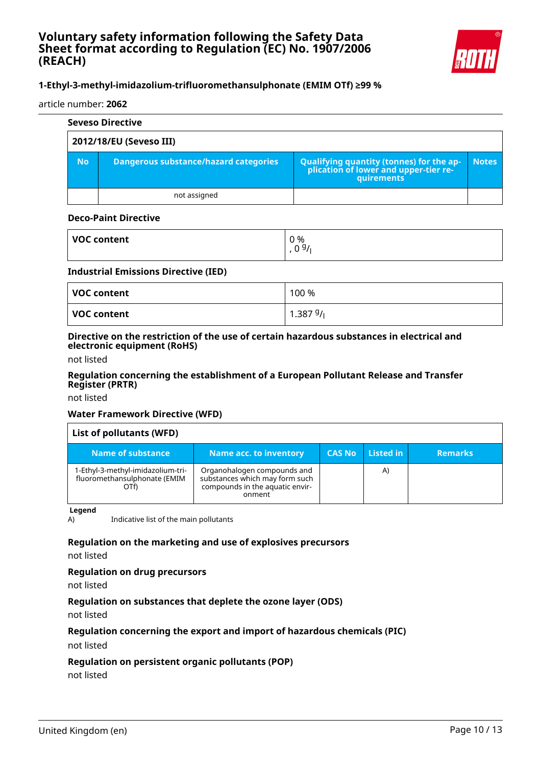**1-Ethyl-3-methyl-imidazolium-trifluoromethansulphonate (EMIM OTf) ≥99 %**

article number: **2062**

### Seveso Directive

| 2012/18/EU (Seveso III) | | | |
|---|---|---|---|
| **No** | **Dangerous substance/hazard categories** | **Qualifying quantity (tonnes) for the application of lower and upper-tier requirements** | **Notes** |
| | not assigned | | |

### Deco-Paint Directive

| | |
|---|---|
| **VOC content** | 0 %<br>, 0 g/l |

### Industrial Emissions Directive (IED)

| | |
|---|---|
| **VOC content** | 100 % |
| **VOC content** | 1.387 g/l |

### Directive on the restriction of the use of certain hazardous substances in electrical and electronic equipment (RoHS)

not listed

### Regulation concerning the establishment of a European Pollutant Release and Transfer Register (PRTR)

not listed

### Water Framework Directive (WFD)

| List of pollutants (WFD) | | | | |
|---|---|---|---|---|
| **Name of substance** | **Name acc. to inventory** | **CAS No** | **Listed in** | **Remarks** |
| 1-Ethyl-3-methyl-imidazolium-trifluoromethansulphonate (EMIM OTf) | Organohalogen compounds and substances which may form such compounds in the aquatic environment | | A) | |

**Legend**

A) Indicative list of the main pollutants

### Regulation on the marketing and use of explosives precursors

not listed

### Regulation on drug precursors

not listed

### Regulation on substances that deplete the ozone layer (ODS)

not listed

### Regulation concerning the export and import of hazardous chemicals (PIC)

not listed

### Regulation on persistent organic pollutants (POP)

not listed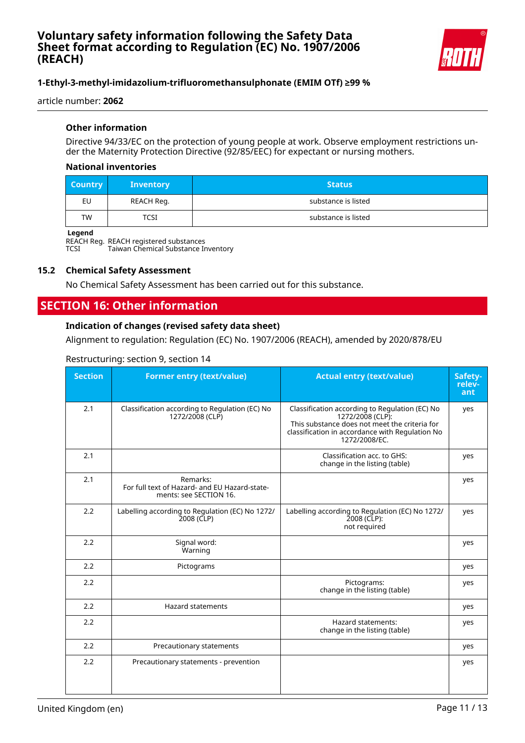### Other information

Directive 94/33/EC on the protection of young people at work. Observe employment restrictions under the Maternity Protection Directive (92/85/EEC) for expectant or nursing mothers.

#### National inventories

| Country | Inventory | Status |
|---|---|---|
| EU | REACH Reg. | substance is listed |
| TW | TCSI | substance is listed |

**Legend**
REACH Reg. REACH registered substances
TCSI Taiwan Chemical Substance Inventory

## 15.2 Chemical Safety Assessment

No Chemical Safety Assessment has been carried out for this substance.

# SECTION 16: Other information

### Indication of changes (revised safety data sheet)

Alignment to regulation: Regulation (EC) No. 1907/2006 (REACH), amended by 2020/878/EU

Restructuring: section 9, section 14

| Section | Former entry (text/value) | Actual entry (text/value) | Safety-relevant |
|---|---|---|---|
| 2.1 | Classification according to Regulation (EC) No 1272/2008 (CLP) | Classification according to Regulation (EC) No 1272/2008 (CLP): This substance does not meet the criteria for classification in accordance with Regulation No 1272/2008/EC. | yes |
| 2.1 | | Classification acc. to GHS: change in the listing (table) | yes |
| 2.1 | Remarks: For full text of Hazard- and EU Hazard-statements: see SECTION 16. | | yes |
| 2.2 | Labelling according to Regulation (EC) No 1272/2008 (CLP) | Labelling according to Regulation (EC) No 1272/2008 (CLP): not required | yes |
| 2.2 | Signal word: Warning | | yes |
| 2.2 | Pictograms | | yes |
| 2.2 | | Pictograms: change in the listing (table) | yes |
| 2.2 | Hazard statements | | yes |
| 2.2 | | Hazard statements: change in the listing (table) | yes |
| 2.2 | Precautionary statements | | yes |
| 2.2 | Precautionary statements - prevention | | yes |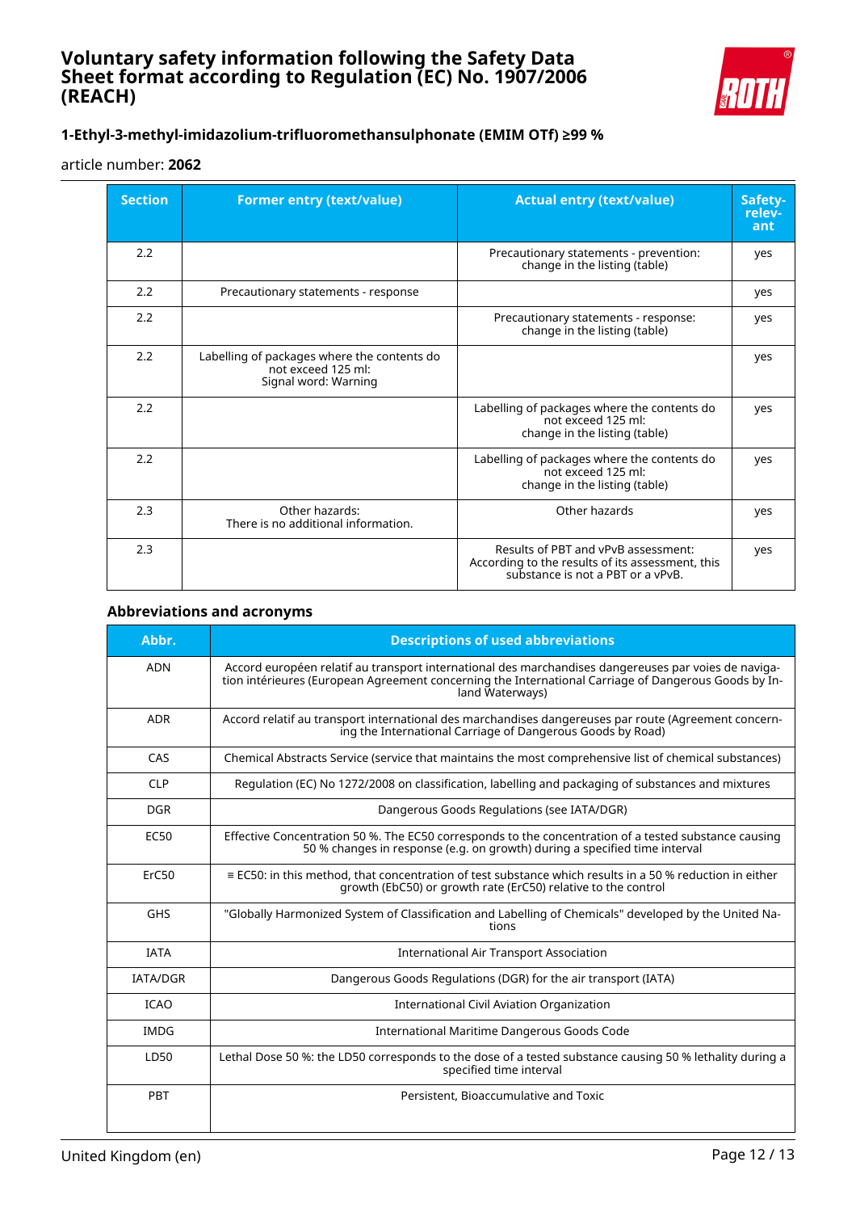| Section | Former entry (text/value) | Actual entry (text/value) | Safety-relev-ant |
|---|---|---|---|
| 2.2 | | Precautionary statements - prevention: change in the listing (table) | yes |
| 2.2 | Precautionary statements - response | | yes |
| 2.2 | | Precautionary statements - response: change in the listing (table) | yes |
| 2.2 | Labelling of packages where the contents do not exceed 125 ml: Signal word: Warning | | yes |
| 2.2 | | Labelling of packages where the contents do not exceed 125 ml: change in the listing (table) | yes |
| 2.2 | | Labelling of packages where the contents do not exceed 125 ml: change in the listing (table) | yes |
| 2.3 | Other hazards: There is no additional information. | Other hazards | yes |
| 2.3 | | Results of PBT and vPvB assessment: According to the results of its assessment, this substance is not a PBT or a vPvB. | yes |

### Abbreviations and acronyms

| Abbr. | Descriptions of used abbreviations |
|---|---|
| ADN | Accord européen relatif au transport international des marchandises dangereuses par voies de navigation intérieures (European Agreement concerning the International Carriage of Dangerous Goods by Inland Waterways) |
| ADR | Accord relatif au transport international des marchandises dangereuses par route (Agreement concerning the International Carriage of Dangerous Goods by Road) |
| CAS | Chemical Abstracts Service (service that maintains the most comprehensive list of chemical substances) |
| CLP | Regulation (EC) No 1272/2008 on classification, labelling and packaging of substances and mixtures |
| DGR | Dangerous Goods Regulations (see IATA/DGR) |
| EC50 | Effective Concentration 50 %. The EC50 corresponds to the concentration of a tested substance causing 50 % changes in response (e.g. on growth) during a specified time interval |
| ErC50 | ≡ EC50: in this method, that concentration of test substance which results in a 50 % reduction in either growth (EbC50) or growth rate (ErC50) relative to the control |
| GHS | "Globally Harmonized System of Classification and Labelling of Chemicals" developed by the United Nations |
| IATA | International Air Transport Association |
| IATA/DGR | Dangerous Goods Regulations (DGR) for the air transport (IATA) |
| ICAO | International Civil Aviation Organization |
| IMDG | International Maritime Dangerous Goods Code |
| LD50 | Lethal Dose 50 %: the LD50 corresponds to the dose of a tested substance causing 50 % lethality during a specified time interval |
| PBT | Persistent, Bioaccumulative and Toxic |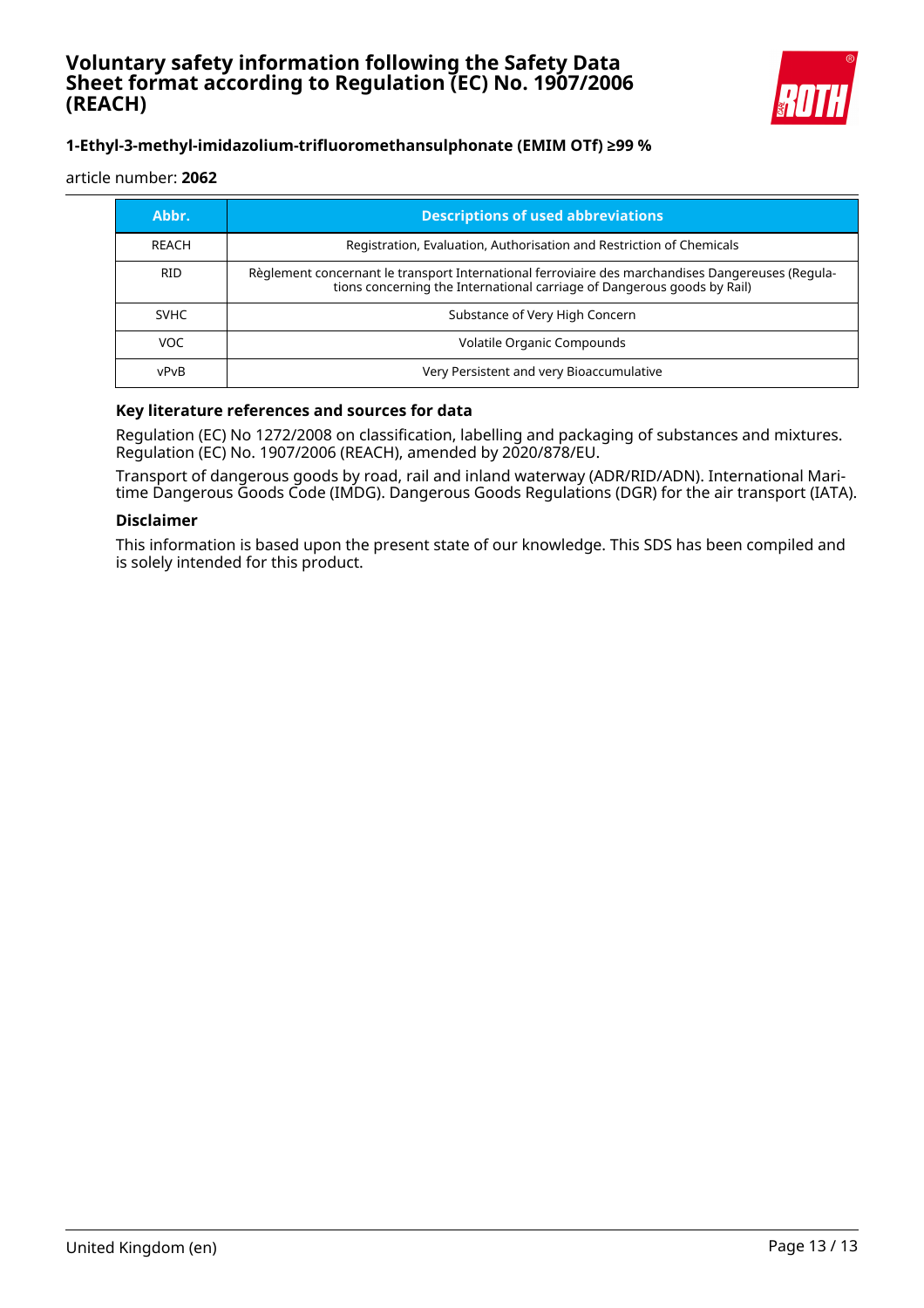| Abbr. | Descriptions of used abbreviations |
|---|---|
| REACH | Registration, Evaluation, Authorisation and Restriction of Chemicals |
| RID | Règlement concernant le transport International ferroviaire des marchandises Dangereuses (Regulations concerning the International carriage of Dangerous goods by Rail) |
| SVHC | Substance of Very High Concern |
| VOC | Volatile Organic Compounds |
| vPvB | Very Persistent and very Bioaccumulative |

### Key literature references and sources for data

Regulation (EC) No 1272/2008 on classification, labelling and packaging of substances and mixtures. Regulation (EC) No. 1907/2006 (REACH), amended by 2020/878/EU.

Transport of dangerous goods by road, rail and inland waterway (ADR/RID/ADN). International Maritime Dangerous Goods Code (IMDG). Dangerous Goods Regulations (DGR) for the air transport (IATA).

### Disclaimer

This information is based upon the present state of our knowledge. This SDS has been compiled and is solely intended for this product.